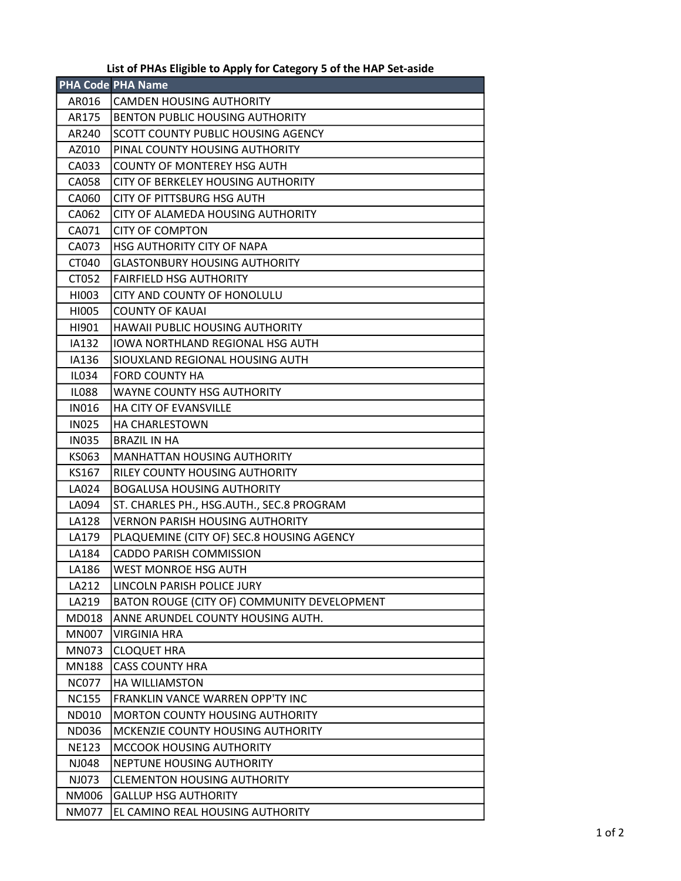# List of PHAs Eligible to Apply for Category 5 of the HAP Set-aside

| PHA Code | PHA Name |
|---|---|
| AR016 | CAMDEN HOUSING AUTHORITY |
| AR175 | BENTON PUBLIC HOUSING AUTHORITY |
| AR240 | SCOTT COUNTY PUBLIC HOUSING AGENCY |
| AZ010 | PINAL COUNTY HOUSING AUTHORITY |
| CA033 | COUNTY OF MONTEREY HSG AUTH |
| CA058 | CITY OF BERKELEY HOUSING AUTHORITY |
| CA060 | CITY OF PITTSBURG HSG AUTH |
| CA062 | CITY OF ALAMEDA HOUSING AUTHORITY |
| CA071 | CITY OF COMPTON |
| CA073 | HSG AUTHORITY CITY OF NAPA |
| CT040 | GLASTONBURY HOUSING AUTHORITY |
| CT052 | FAIRFIELD HSG AUTHORITY |
| HI003 | CITY AND COUNTY OF HONOLULU |
| HI005 | COUNTY OF KAUAI |
| HI901 | HAWAII PUBLIC HOUSING AUTHORITY |
| IA132 | IOWA NORTHLAND REGIONAL HSG AUTH |
| IA136 | SIOUXLAND REGIONAL HOUSING AUTH |
| IL034 | FORD COUNTY HA |
| IL088 | WAYNE COUNTY HSG AUTHORITY |
| IN016 | HA CITY OF EVANSVILLE |
| IN025 | HA CHARLESTOWN |
| IN035 | BRAZIL IN HA |
| KS063 | MANHATTAN HOUSING AUTHORITY |
| KS167 | RILEY COUNTY HOUSING AUTHORITY |
| LA024 | BOGALUSA HOUSING AUTHORITY |
| LA094 | ST. CHARLES PH., HSG.AUTH., SEC.8 PROGRAM |
| LA128 | VERNON PARISH HOUSING AUTHORITY |
| LA179 | PLAQUEMINE (CITY OF) SEC.8 HOUSING AGENCY |
| LA184 | CADDO PARISH COMMISSION |
| LA186 | WEST MONROE HSG AUTH |
| LA212 | LINCOLN PARISH POLICE JURY |
| LA219 | BATON ROUGE (CITY OF) COMMUNITY DEVELOPMENT |
| MD018 | ANNE ARUNDEL COUNTY HOUSING AUTH. |
| MN007 | VIRGINIA HRA |
| MN073 | CLOQUET HRA |
| MN188 | CASS COUNTY HRA |
| NC077 | HA WILLIAMSTON |
| NC155 | FRANKLIN VANCE WARREN OPP'TY INC |
| ND010 | MORTON COUNTY HOUSING AUTHORITY |
| ND036 | MCKENZIE COUNTY HOUSING AUTHORITY |
| NE123 | MCCOOK HOUSING AUTHORITY |
| NJ048 | NEPTUNE HOUSING AUTHORITY |
| NJ073 | CLEMENTON HOUSING AUTHORITY |
| NM006 | GALLUP HSG AUTHORITY |
| NM077 | EL CAMINO REAL HOUSING AUTHORITY |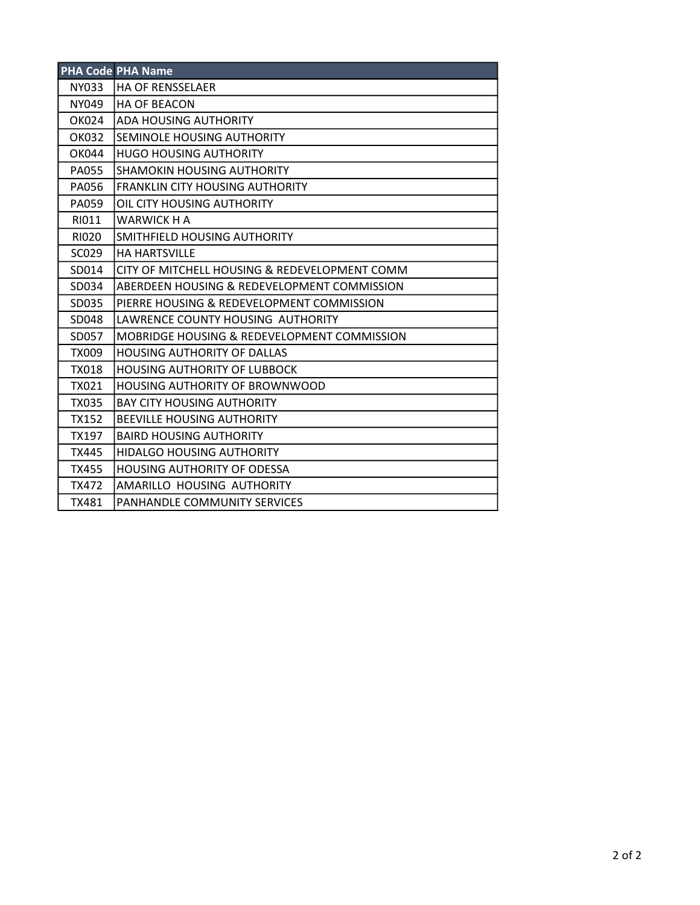| PHA Code | PHA Name |
|---|---|
| NY033 | HA OF RENSSELAER |
| NY049 | HA OF BEACON |
| OK024 | ADA HOUSING AUTHORITY |
| OK032 | SEMINOLE HOUSING AUTHORITY |
| OK044 | HUGO HOUSING AUTHORITY |
| PA055 | SHAMOKIN HOUSING AUTHORITY |
| PA056 | FRANKLIN CITY HOUSING AUTHORITY |
| PA059 | OIL CITY HOUSING AUTHORITY |
| RI011 | WARWICK H A |
| RI020 | SMITHFIELD HOUSING AUTHORITY |
| SC029 | HA HARTSVILLE |
| SD014 | CITY OF MITCHELL HOUSING & REDEVELOPMENT COMM |
| SD034 | ABERDEEN HOUSING & REDEVELOPMENT COMMISSION |
| SD035 | PIERRE HOUSING & REDEVELOPMENT COMMISSION |
| SD048 | LAWRENCE COUNTY HOUSING AUTHORITY |
| SD057 | MOBRIDGE HOUSING & REDEVELOPMENT COMMISSION |
| TX009 | HOUSING AUTHORITY OF DALLAS |
| TX018 | HOUSING AUTHORITY OF LUBBOCK |
| TX021 | HOUSING AUTHORITY OF BROWNWOOD |
| TX035 | BAY CITY HOUSING AUTHORITY |
| TX152 | BEEVILLE HOUSING AUTHORITY |
| TX197 | BAIRD HOUSING AUTHORITY |
| TX445 | HIDALGO HOUSING AUTHORITY |
| TX455 | HOUSING AUTHORITY OF ODESSA |
| TX472 | AMARILLO HOUSING AUTHORITY |
| TX481 | PANHANDLE COMMUNITY SERVICES |